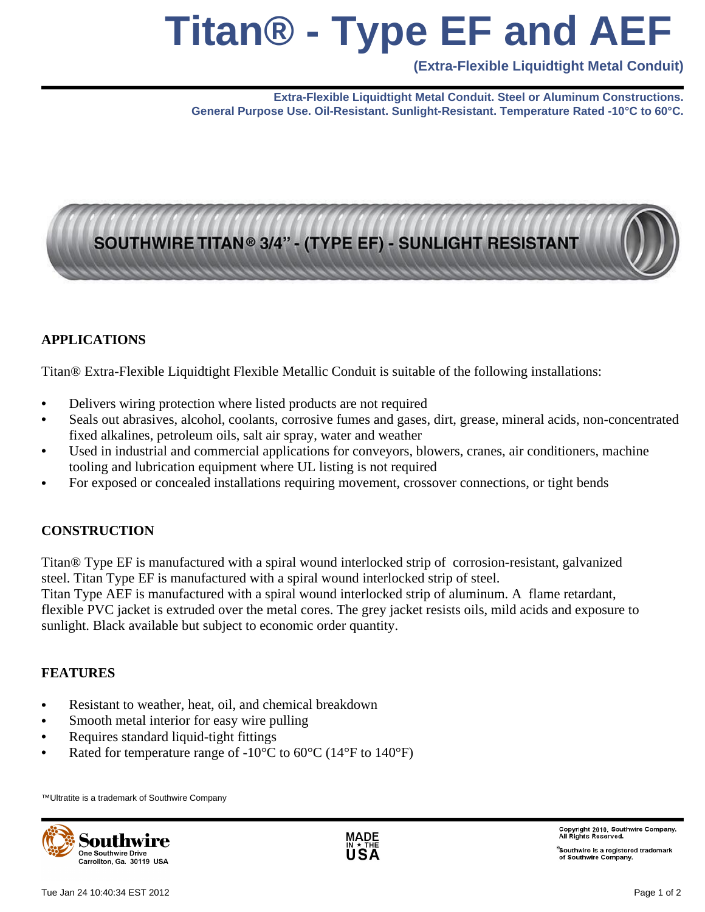# Titan® - Type EF and AEF

**(Extra-Flexible Liquidtight Metal Conduit)**

**Extra-Flexible Liquidtight Metal Conduit. Steel or Aluminum Constructions.**
**General Purpose Use. Oil-Resistant. Sunlight-Resistant. Temperature Rated -10°C to 60°C.**

## APPLICATIONS

Titan® Extra-Flexible Liquidtight Flexible Metallic Conduit is suitable of the following installations:

- Delivers wiring protection where listed products are not required
- Seals out abrasives, alcohol, coolants, corrosive fumes and gases, dirt, grease, mineral acids, non-concentrated fixed alkalines, petroleum oils, salt air spray, water and weather
- Used in industrial and commercial applications for conveyors, blowers, cranes, air conditioners, machine tooling and lubrication equipment where UL listing is not required
- For exposed or concealed installations requiring movement, crossover connections, or tight bends

## CONSTRUCTION

Titan® Type EF is manufactured with a spiral wound interlocked strip of corrosion-resistant, galvanized steel. Titan Type EF is manufactured with a spiral wound interlocked strip of steel.
Titan Type AEF is manufactured with a spiral wound interlocked strip of aluminum. A flame retardant, flexible PVC jacket is extruded over the metal cores. The grey jacket resists oils, mild acids and exposure to sunlight. Black available but subject to economic order quantity.

## FEATURES

- Resistant to weather, heat, oil, and chemical breakdown
- Smooth metal interior for easy wire pulling
- Requires standard liquid-tight fittings
- Rated for temperature range of -10°C to 60°C (14°F to 140°F)

™Ultratite is a trademark of Southwire Company

Southwire
One Southwire Drive
Carrollton, Ga. 30119 USA

MADE IN ★ THE USA

Copyright 2010, Southwire Company. All Rights Reserved.

®Southwire is a registered trademark of Southwire Company.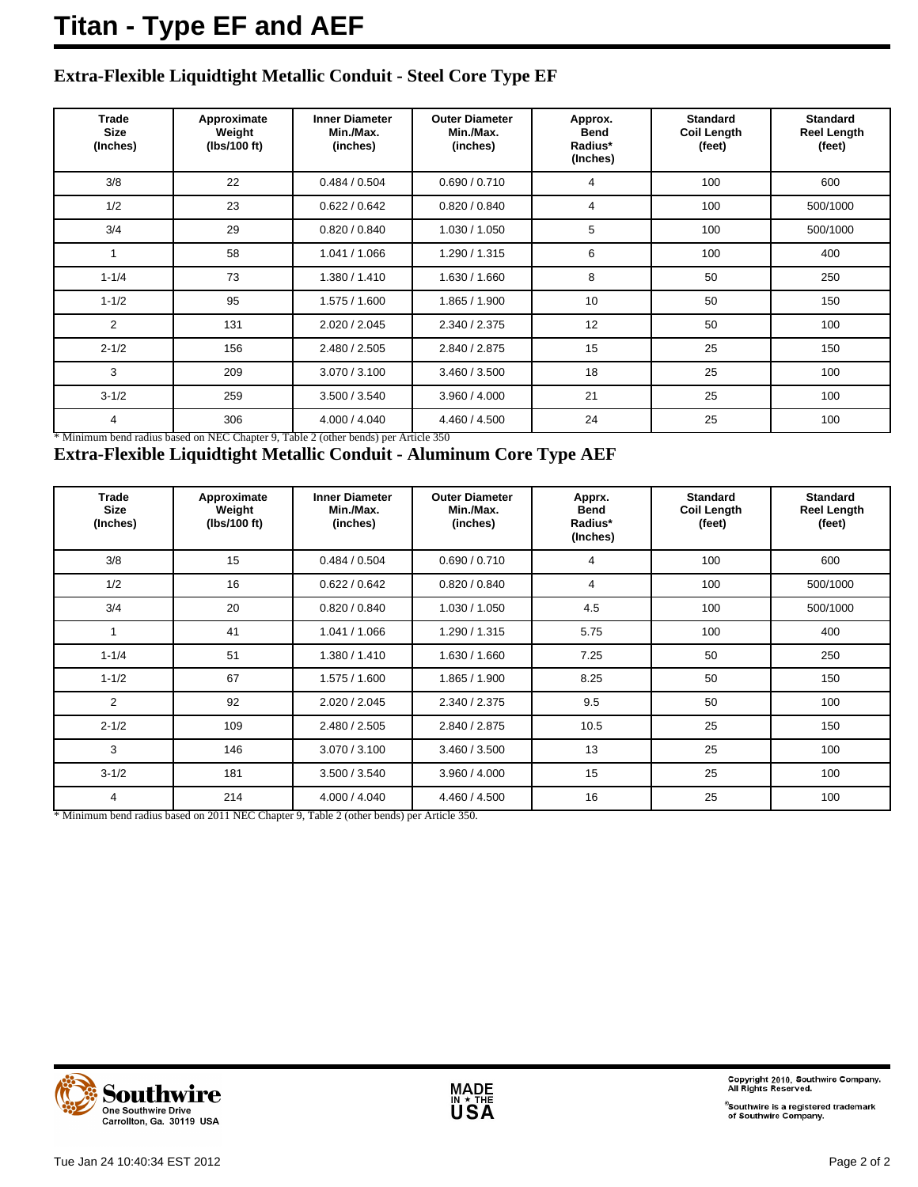# Titan - Type EF and AEF

## Extra-Flexible Liquidtight Metallic Conduit - Steel Core Type EF

| Trade Size (Inches) | Approximate Weight (lbs/100 ft) | Inner Diameter Min./Max. (inches) | Outer Diameter Min./Max. (inches) | Approx. Bend Radius* (Inches) | Standard Coil Length (feet) | Standard Reel Length (feet) |
|---|---|---|---|---|---|---|
| 3/8 | 22 | 0.484 / 0.504 | 0.690 / 0.710 | 4 | 100 | 600 |
| 1/2 | 23 | 0.622 / 0.642 | 0.820 / 0.840 | 4 | 100 | 500/1000 |
| 3/4 | 29 | 0.820 / 0.840 | 1.030 / 1.050 | 5 | 100 | 500/1000 |
| 1 | 58 | 1.041 / 1.066 | 1.290 / 1.315 | 6 | 100 | 400 |
| 1-1/4 | 73 | 1.380 / 1.410 | 1.630 / 1.660 | 8 | 50 | 250 |
| 1-1/2 | 95 | 1.575 / 1.600 | 1.865 / 1.900 | 10 | 50 | 150 |
| 2 | 131 | 2.020 / 2.045 | 2.340 / 2.375 | 12 | 50 | 100 |
| 2-1/2 | 156 | 2.480 / 2.505 | 2.840 / 2.875 | 15 | 25 | 150 |
| 3 | 209 | 3.070 / 3.100 | 3.460 / 3.500 | 18 | 25 | 100 |
| 3-1/2 | 259 | 3.500 / 3.540 | 3.960 / 4.000 | 21 | 25 | 100 |
| 4 | 306 | 4.000 / 4.040 | 4.460 / 4.500 | 24 | 25 | 100 |

* Minimum bend radius based on NEC Chapter 9, Table 2 (other bends) per Article 350

## Extra-Flexible Liquidtight Metallic Conduit - Aluminum Core Type AEF

| Trade Size (Inches) | Approximate Weight (lbs/100 ft) | Inner Diameter Min./Max. (inches) | Outer Diameter Min./Max. (inches) | Apprx. Bend Radius* (Inches) | Standard Coil Length (feet) | Standard Reel Length (feet) |
|---|---|---|---|---|---|---|
| 3/8 | 15 | 0.484 / 0.504 | 0.690 / 0.710 | 4 | 100 | 600 |
| 1/2 | 16 | 0.622 / 0.642 | 0.820 / 0.840 | 4 | 100 | 500/1000 |
| 3/4 | 20 | 0.820 / 0.840 | 1.030 / 1.050 | 4.5 | 100 | 500/1000 |
| 1 | 41 | 1.041 / 1.066 | 1.290 / 1.315 | 5.75 | 100 | 400 |
| 1-1/4 | 51 | 1.380 / 1.410 | 1.630 / 1.660 | 7.25 | 50 | 250 |
| 1-1/2 | 67 | 1.575 / 1.600 | 1.865 / 1.900 | 8.25 | 50 | 150 |
| 2 | 92 | 2.020 / 2.045 | 2.340 / 2.375 | 9.5 | 50 | 100 |
| 2-1/2 | 109 | 2.480 / 2.505 | 2.840 / 2.875 | 10.5 | 25 | 150 |
| 3 | 146 | 3.070 / 3.100 | 3.460 / 3.500 | 13 | 25 | 100 |
| 3-1/2 | 181 | 3.500 / 3.540 | 3.960 / 4.000 | 15 | 25 | 100 |
| 4 | 214 | 4.000 / 4.040 | 4.460 / 4.500 | 16 | 25 | 100 |

* Minimum bend radius based on 2011 NEC Chapter 9, Table 2 (other bends) per Article 350.

Southwire
One Southwire Drive
Carrollton, Ga. 30119 USA

MADE IN ★ THE USA

Copyright 2010, Southwire Company. All Rights Reserved.

®Southwire is a registered trademark of Southwire Company.

Tue Jan 24 10:40:34 EST 2012